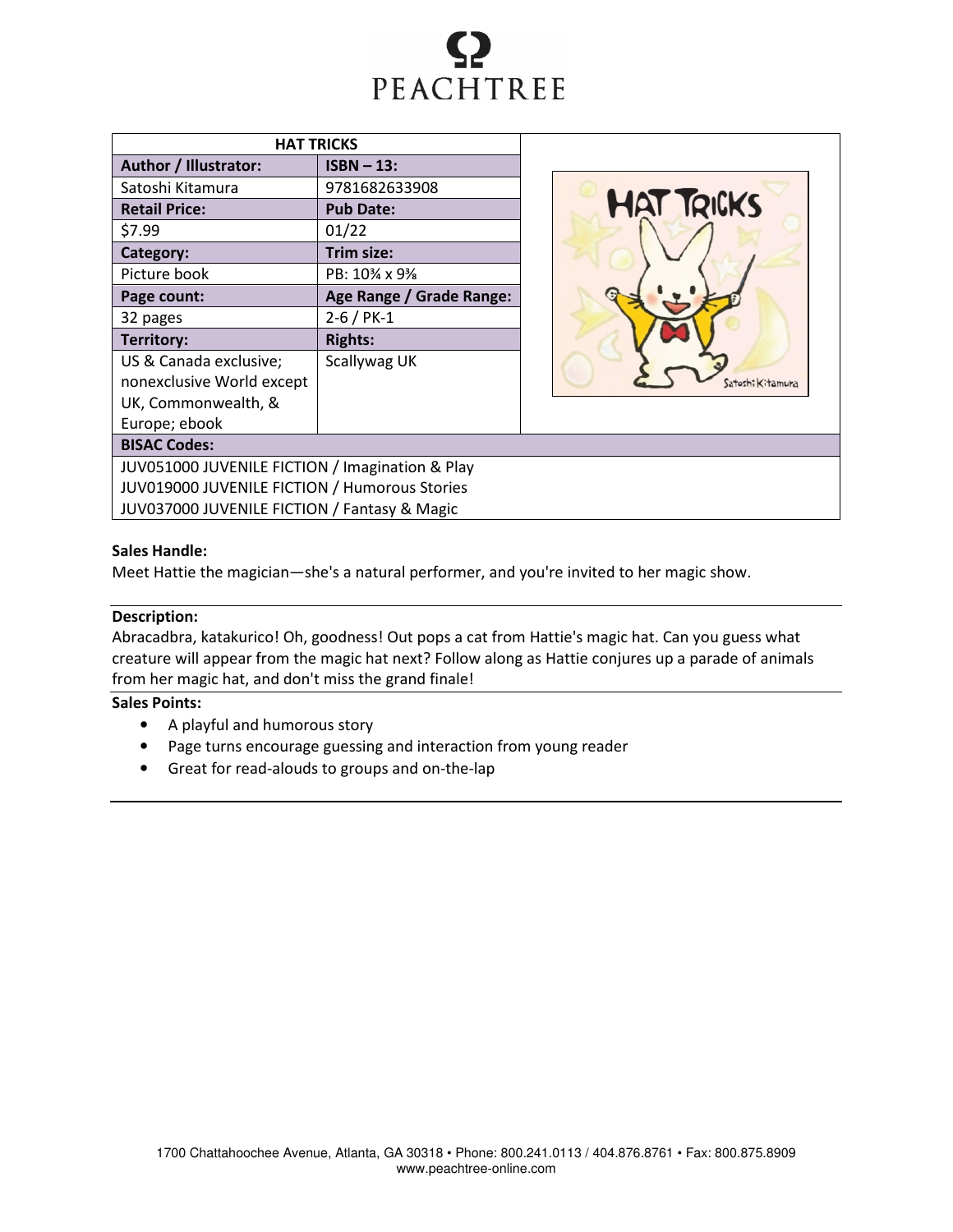PEACHTREE

| HAT TRICKS | |
|---|---|
| **Author / Illustrator:** | **ISBN – 13:** |
| Satoshi Kitamura | 9781682633908 |
| **Retail Price:** | **Pub Date:** |
| $7.99 | 01/22 |
| **Category:** | **Trim size:** |
| Picture book | PB: 10¾ x 9⅜ |
| **Page count:** | **Age Range / Grade Range:** |
| 32 pages | 2-6 / PK-1 |
| **Territory:** | **Rights:** |
| US & Canada exclusive; nonexclusive World except UK, Commonwealth, & Europe; ebook | Scallywag UK |

**BISAC Codes:**

JUV051000 JUVENILE FICTION / Imagination & Play
JUV019000 JUVENILE FICTION / Humorous Stories
JUV037000 JUVENILE FICTION / Fantasy & Magic

**Sales Handle:**

Meet Hattie the magician—she's a natural performer, and you're invited to her magic show.

**Description:**

Abracadbra, katakurico! Oh, goodness! Out pops a cat from Hattie's magic hat. Can you guess what creature will appear from the magic hat next? Follow along as Hattie conjures up a parade of animals from her magic hat, and don't miss the grand finale!

**Sales Points:**

- A playful and humorous story
- Page turns encourage guessing and interaction from young reader
- Great for read-alouds to groups and on-the-lap

1700 Chattahoochee Avenue, Atlanta, GA 30318 • Phone: 800.241.0113 / 404.876.8761 • Fax: 800.875.8909
www.peachtree-online.com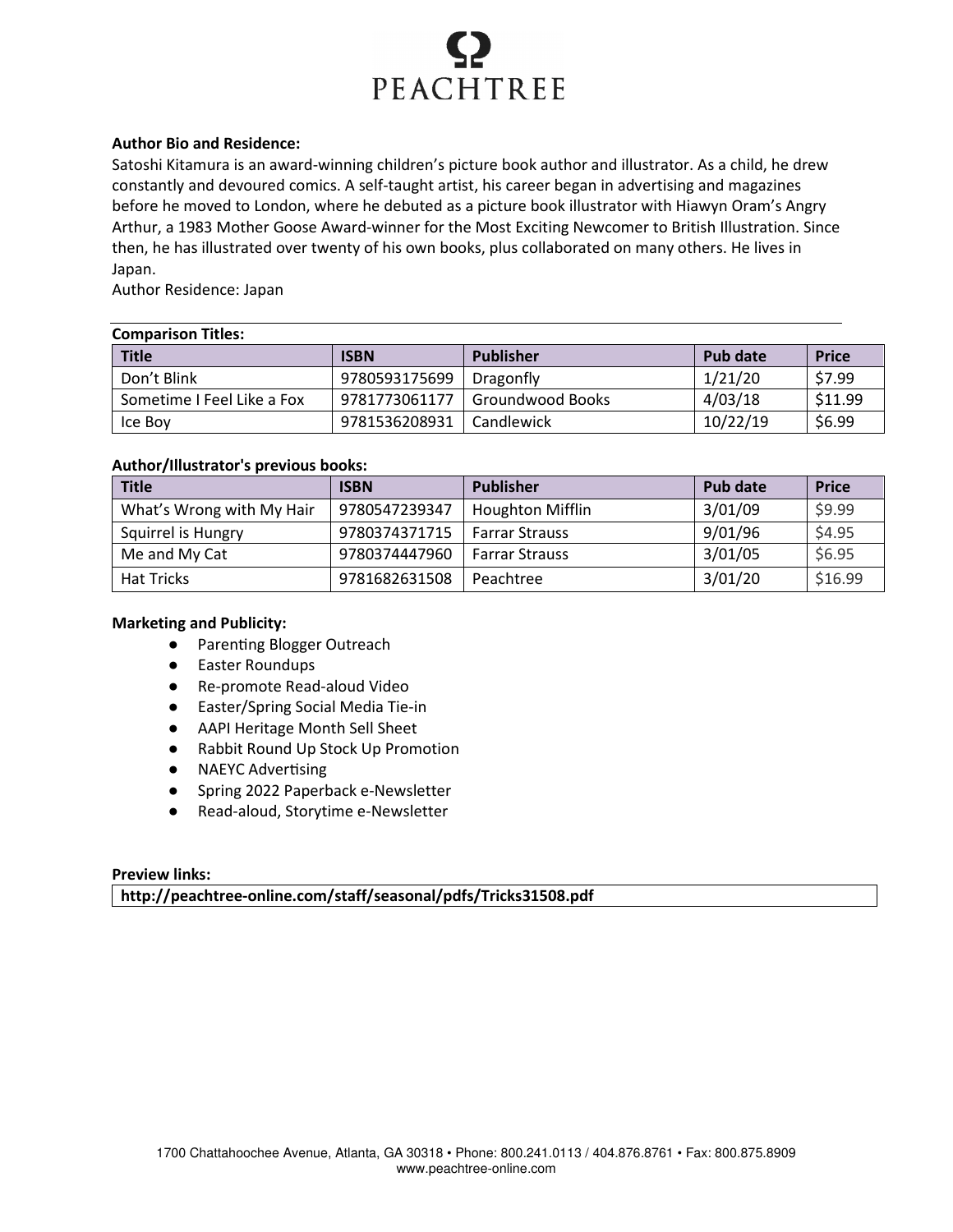# PEACHTREE

**Author Bio and Residence:**
Satoshi Kitamura is an award-winning children's picture book author and illustrator. As a child, he drew constantly and devoured comics. A self-taught artist, his career began in advertising and magazines before he moved to London, where he debuted as a picture book illustrator with Hiawyn Oram's Angry Arthur, a 1983 Mother Goose Award-winner for the Most Exciting Newcomer to British Illustration. Since then, he has illustrated over twenty of his own books, plus collaborated on many others. He lives in Japan.
Author Residence: Japan

**Comparison Titles:**

| Title | ISBN | Publisher | Pub date | Price |
|---|---|---|---|---|
| Don't Blink | 9780593175699 | Dragonfly | 1/21/20 | $7.99 |
| Sometime I Feel Like a Fox | 9781773061177 | Groundwood Books | 4/03/18 | $11.99 |
| Ice Boy | 9781536208931 | Candlewick | 10/22/19 | $6.99 |

**Author/Illustrator's previous books:**

| Title | ISBN | Publisher | Pub date | Price |
|---|---|---|---|---|
| What's Wrong with My Hair | 9780547239347 | Houghton Mifflin | 3/01/09 | $9.99 |
| Squirrel is Hungry | 9780374371715 | Farrar Strauss | 9/01/96 | $4.95 |
| Me and My Cat | 9780374447960 | Farrar Strauss | 3/01/05 | $6.95 |
| Hat Tricks | 9781682631508 | Peachtree | 3/01/20 | $16.99 |

**Marketing and Publicity:**

- Parenting Blogger Outreach
- Easter Roundups
- Re-promote Read-aloud Video
- Easter/Spring Social Media Tie-in
- AAPI Heritage Month Sell Sheet
- Rabbit Round Up Stock Up Promotion
- NAEYC Advertising
- Spring 2022 Paperback e-Newsletter
- Read-aloud, Storytime e-Newsletter

**Preview links:**

**http://peachtree-online.com/staff/seasonal/pdfs/Tricks31508.pdf**

1700 Chattahoochee Avenue, Atlanta, GA 30318 • Phone: 800.241.0113 / 404.876.8761 • Fax: 800.875.8909
www.peachtree-online.com